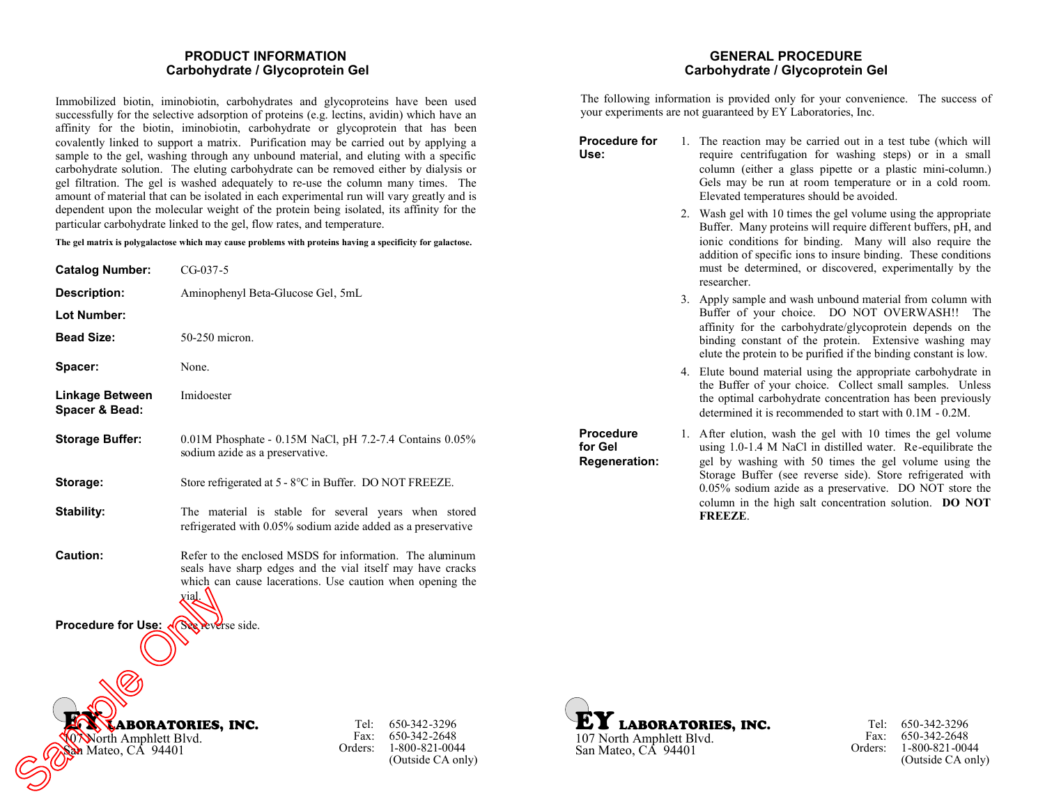## PRODUCT INFORMATION
## Carbohydrate / Glycoprotein Gel

Immobilized biotin, iminobiotin, carbohydrates and glycoproteins have been used successfully for the selective adsorption of proteins (e.g. lectins, avidin) which have an affinity for the biotin, iminobiotin, carbohydrate or glycoprotein that has been covalently linked to support a matrix. Purification may be carried out by applying a sample to the gel, washing through any unbound material, and eluting with a specific carbohydrate solution. The eluting carbohydrate can be removed either by dialysis or gel filtration. The gel is washed adequately to re-use the column many times. The amount of material that can be isolated in each experimental run will vary greatly and is dependent upon the molecular weight of the protein being isolated, its affinity for the particular carbohydrate linked to the gel, flow rates, and temperature.

**The gel matrix is polygalactose which may cause problems with proteins having a specificity for galactose.**

**Catalog Number:** CG-037-5

**Description:** Aminophenyl Beta-Glucose Gel, 5mL

**Lot Number:**

**Bead Size:** 50-250 micron.

**Spacer:** None.

**Linkage Between Spacer & Bead:** Imidoester

**Storage Buffer:** 0.01M Phosphate - 0.15M NaCl, pH 7.2-7.4 Contains 0.05% sodium azide as a preservative.

**Storage:** Store refrigerated at 5 - 8°C in Buffer. DO NOT FREEZE.

**Stability:** The material is stable for several years when stored refrigerated with 0.05% sodium azide added as a preservative

**Caution:** Refer to the enclosed MSDS for information. The aluminum seals have sharp edges and the vial itself may have cracks which can cause lacerations. Use caution when opening the vial.

**Procedure for Use:** See reverse side.

**EY LABORATORIES, INC.**
107 North Amphlett Blvd.
San Mateo, CA 94401

Tel: 650-342-3296
Fax: 650-342-2648
Orders: 1-800-821-0044 (Outside CA only)

## GENERAL PROCEDURE
## Carbohydrate / Glycoprotein Gel

The following information is provided only for your convenience. The success of your experiments are not guaranteed by EY Laboratories, Inc.

**Procedure for Use:**

1. The reaction may be carried out in a test tube (which will require centrifugation for washing steps) or in a small column (either a glass pipette or a plastic mini-column.) Gels may be run at room temperature or in a cold room. Elevated temperatures should be avoided.
2. Wash gel with 10 times the gel volume using the appropriate Buffer. Many proteins will require different buffers, pH, and ionic conditions for binding. Many will also require the addition of specific ions to insure binding. These conditions must be determined, or discovered, experimentally by the researcher.
3. Apply sample and wash unbound material from column with Buffer of your choice. DO NOT OVERWASH!! The affinity for the carbohydrate/glycoprotein depends on the binding constant of the protein. Extensive washing may elute the protein to be purified if the binding constant is low.
4. Elute bound material using the appropriate carbohydrate in the Buffer of your choice. Collect small samples. Unless the optimal carbohydrate concentration has been previously determined it is recommended to start with 0.1M - 0.2M.

**Procedure for Gel Regeneration:**

1. After elution, wash the gel with 10 times the gel volume using 1.0-1.4 M NaCl in distilled water. Re-equilibrate the gel by washing with 50 times the gel volume using the Storage Buffer (see reverse side). Store refrigerated with 0.05% sodium azide as a preservative. DO NOT store the column in the high salt concentration solution. **DO NOT FREEZE**.

**EY LABORATORIES, INC.**
107 North Amphlett Blvd.
San Mateo, CA 94401

Tel: 650-342-3296
Fax: 650-342-2648
Orders: 1-800-821-0044 (Outside CA only)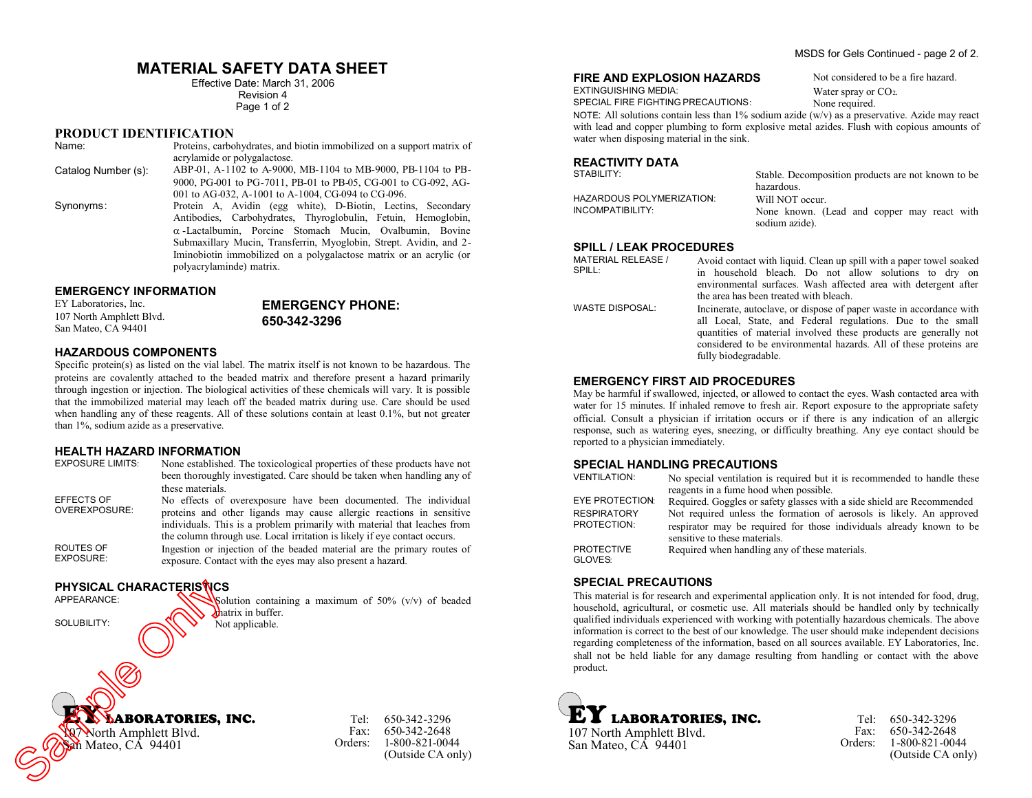# MATERIAL SAFETY DATA SHEET

Effective Date: March 31, 2006
Revision 4

## PRODUCT IDENTIFICATION

| | |
|---|---|
| Name: | Proteins, carbohydrates, and biotin immobilized on a support matrix of acrylamide or polygalactose. |
| Catalog Number (s): | ABP-01, A-1102 to A-9000, MB-1104 to MB-9000, PB-1104 to PB-9000, PG-001 to PG-7011, PB-01 to PB-05, CG-001 to CG-092, AG-001 to AG-032, A-1001 to A-1004, CG-094 to CG-096. |
| Synonyms: | Protein A, Avidin (egg white), D-Biotin, Lectins, Secondary Antibodies, Carbohydrates, Thyroglobulin, Fetuin, Hemoglobin, $\alpha$-Lactalbumin, Porcine Stomach Mucin, Ovalbumin, Bovine Submaxillary Mucin, Transferrin, Myoglobin, Strept. Avidin, and 2-Iminobiotin immobilized on a polygalactose matrix or an acrylic (or polyacrylaminde) matrix. |

## EMERGENCY INFORMATION

EY Laboratories, Inc.
107 North Amphlett Blvd.
San Mateo, CA 94401

**EMERGENCY PHONE: 650-342-3296**

## HAZARDOUS COMPONENTS

Specific protein(s) as listed on the vial label. The matrix itself is not known to be hazardous. The proteins are covalently attached to the beaded matrix and therefore present a hazard primarily through ingestion or injection. The biological activities of these chemicals will vary. It is possible that the immobilized material may leach off the beaded matrix during use. Care should be used when handling any of these reagents. All of these solutions contain at least 0.1%, but not greater than 1%, sodium azide as a preservative.

## HEALTH HAZARD INFORMATION

| | |
|---|---|
| EXPOSURE LIMITS: | None established. The toxicological properties of these products have not been thoroughly investigated. Care should be taken when handling any of these materials. |
| EFFECTS OF OVEREXPOSURE: | No effects of overexposure have been documented. The individual proteins and other ligands may cause allergic reactions in sensitive individuals. This is a problem primarily with material that leaches from the column through use. Local irritation is likely if eye contact occurs. |
| ROUTES OF EXPOSURE: | Ingestion or injection of the beaded material are the primary routes of exposure. Contact with the eyes may also present a hazard. |

## PHYSICAL CHARACTERISTICS

| | |
|---|---|
| APPEARANCE: | Solution containing a maximum of 50% (v/v) of beaded matrix in buffer. |
| SOLUBILITY: | Not applicable. |

Sample Only

**EY LABORATORIES, INC.**
107 North Amphlett Blvd.
San Mateo, CA 94401

Tel: 650-342-3296
Fax: 650-342-2648
Orders: 1-800-821-0044 (Outside CA only)

## FIRE AND EXPLOSION HAZARDS

Not considered to be a fire hazard.

| | |
|---|---|
| EXTINGUISHING MEDIA: | Water spray or $CO_2$. |
| SPECIAL FIRE FIGHTING PRECAUTIONS: | None required. |

NOTE: All solutions contain less than 1% sodium azide (w/v) as a preservative. Azide may react with lead and copper plumbing to form explosive metal azides. Flush with copious amounts of water when disposing material in the sink.

## REACTIVITY DATA

| | |
|---|---|
| STABILITY: | Stable. Decomposition products are not known to be hazardous. |
| HAZARDOUS POLYMERIZATION: | Will NOT occur. |
| INCOMPATIBILITY: | None known. (Lead and copper may react with sodium azide). |

## SPILL / LEAK PROCEDURES

| | |
|---|---|
| MATERIAL RELEASE / SPILL: | Avoid contact with liquid. Clean up spill with a paper towel soaked in household bleach. Do not allow solutions to dry on environmental surfaces. Wash affected area with detergent after the area has been treated with bleach. |
| WASTE DISPOSAL: | Incinerate, autoclave, or dispose of paper waste in accordance with all Local, State, and Federal regulations. Due to the small quantities of material involved these products are generally not considered to be environmental hazards. All of these proteins are fully biodegradable. |

## EMERGENCY FIRST AID PROCEDURES

May be harmful if swallowed, injected, or allowed to contact the eyes. Wash contacted area with water for 15 minutes. If inhaled remove to fresh air. Report exposure to the appropriate safety official. Consult a physician if irritation occurs or if there is any indication of an allergic response, such as watering eyes, sneezing, or difficulty breathing. Any eye contact should be reported to a physician immediately.

## SPECIAL HANDLING PRECAUTIONS

| | |
|---|---|
| VENTILATION: | No special ventilation is required but it is recommended to handle these reagents in a fume hood when possible. |
| EYE PROTECTION: | Required. Goggles or safety glasses with a side shield are Recommended |
| RESPIRATORY PROTECTION: | Not required unless the formation of aerosols is likely. An approved respirator may be required for those individuals already known to be sensitive to these materials. |
| PROTECTIVE GLOVES: | Required when handling any of these materials. |

## SPECIAL PRECAUTIONS

This material is for research and experimental application only. It is not intended for food, drug, household, agricultural, or cosmetic use. All materials should be handled only by technically qualified individuals experienced with working with potentially hazardous chemicals. The above information is correct to the best of our knowledge. The user should make independent decisions regarding completeness of the information, based on all sources available. EY Laboratories, Inc. shall not be held liable for any damage resulting from handling or contact with the above product.

**EY LABORATORIES, INC.**
107 North Amphlett Blvd.
San Mateo, CA 94401

Tel: 650-342-3296
Fax: 650-342-2648
Orders: 1-800-821-0044 (Outside CA only)